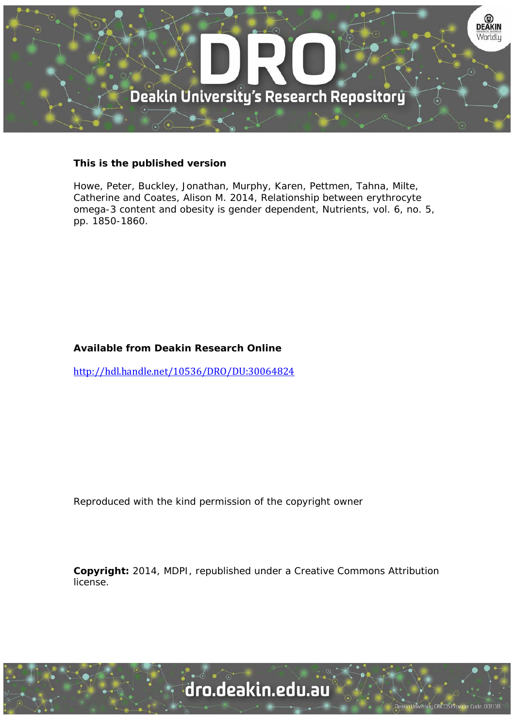**This is the published version**

Howe, Peter, Buckley, Jonathan, Murphy, Karen, Pettmen, Tahna, Milte, Catherine and Coates, Alison M. 2014, Relationship between erythrocyte omega-3 content and obesity is gender dependent, Nutrients, vol. 6, no. 5, pp. 1850-1860.

**Available from Deakin Research Online**

http://hdl.handle.net/10536/DRO/DU:30064824

Reproduced with the kind permission of the copyright owner

**Copyright:** 2014, MDPI, republished under a Creative Commons Attribution license.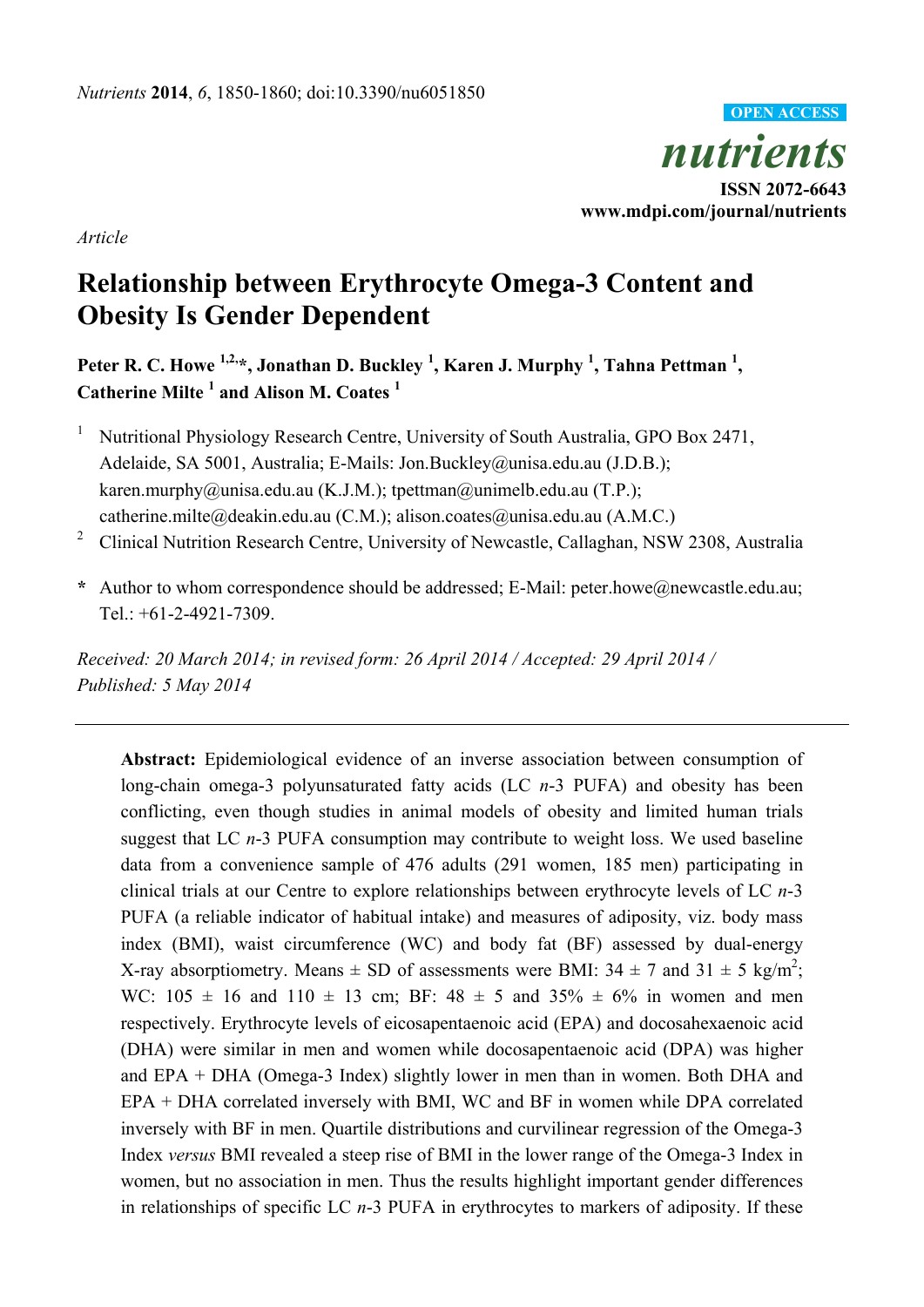*Nutrients* **2014**, *6*, 1850-1860; doi:10.3390/nu6051850

**OPEN ACCESS**

***nutrients***

**ISSN 2072-6643**
**www.mdpi.com/journal/nutrients**

*Article*

# Relationship between Erythrocyte Omega-3 Content and Obesity Is Gender Dependent

**Peter R. C. Howe [1,2,*], Jonathan D. Buckley [1], Karen J. Murphy [1], Tahna Pettman [1], Catherine Milte [1] and Alison M. Coates [1]**

[1] Nutritional Physiology Research Centre, University of South Australia, GPO Box 2471, Adelaide, SA 5001, Australia; E-Mails: Jon.Buckley@unisa.edu.au (J.D.B.); karen.murphy@unisa.edu.au (K.J.M.); tpettman@unimelb.edu.au (T.P.); catherine.milte@deakin.edu.au (C.M.); alison.coates@unisa.edu.au (A.M.C.)

[2] Clinical Nutrition Research Centre, University of Newcastle, Callaghan, NSW 2308, Australia

**\*** Author to whom correspondence should be addressed; E-Mail: peter.howe@newcastle.edu.au; Tel.: +61-2-4921-7309.

*Received: 20 March 2014; in revised form: 26 April 2014 / Accepted: 29 April 2014 / Published: 5 May 2014*

---

**Abstract:** Epidemiological evidence of an inverse association between consumption of long-chain omega-3 polyunsaturated fatty acids (LC *n*-3 PUFA) and obesity has been conflicting, even though studies in animal models of obesity and limited human trials suggest that LC *n*-3 PUFA consumption may contribute to weight loss. We used baseline data from a convenience sample of 476 adults (291 women, 185 men) participating in clinical trials at our Centre to explore relationships between erythrocyte levels of LC *n*-3 PUFA (a reliable indicator of habitual intake) and measures of adiposity, viz. body mass index (BMI), waist circumference (WC) and body fat (BF) assessed by dual-energy X-ray absorptiometry. Means ± SD of assessments were BMI: 34 ± 7 and 31 ± 5 $kg/m^2$; WC: 105 ± 16 and 110 ± 13 cm; BF: 48 ± 5 and 35% ± 6% in women and men respectively. Erythrocyte levels of eicosapentaenoic acid (EPA) and docosahexaenoic acid (DHA) were similar in men and women while docosapentaenoic acid (DPA) was higher and EPA + DHA (Omega-3 Index) slightly lower in men than in women. Both DHA and EPA + DHA correlated inversely with BMI, WC and BF in women while DPA correlated inversely with BF in men. Quartile distributions and curvilinear regression of the Omega-3 Index *versus* BMI revealed a steep rise of BMI in the lower range of the Omega-3 Index in women, but no association in men. Thus the results highlight important gender differences in relationships of specific LC *n*-3 PUFA in erythrocytes to markers of adiposity. If these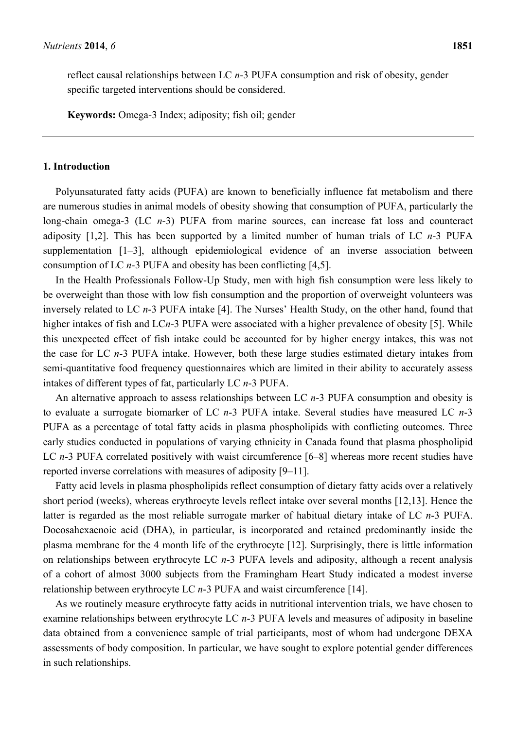reflect causal relationships between LC *n*-3 PUFA consumption and risk of obesity, gender specific targeted interventions should be considered.

**Keywords:** Omega-3 Index; adiposity; fish oil; gender

## 1. Introduction

Polyunsaturated fatty acids (PUFA) are known to beneficially influence fat metabolism and there are numerous studies in animal models of obesity showing that consumption of PUFA, particularly the long-chain omega-3 (LC *n*-3) PUFA from marine sources, can increase fat loss and counteract adiposity [1,2]. This has been supported by a limited number of human trials of LC *n*-3 PUFA supplementation [1–3], although epidemiological evidence of an inverse association between consumption of LC *n*-3 PUFA and obesity has been conflicting [4,5].

In the Health Professionals Follow-Up Study, men with high fish consumption were less likely to be overweight than those with low fish consumption and the proportion of overweight volunteers was inversely related to LC *n*-3 PUFA intake [4]. The Nurses' Health Study, on the other hand, found that higher intakes of fish and LC*n*-3 PUFA were associated with a higher prevalence of obesity [5]. While this unexpected effect of fish intake could be accounted for by higher energy intakes, this was not the case for LC *n*-3 PUFA intake. However, both these large studies estimated dietary intakes from semi-quantitative food frequency questionnaires which are limited in their ability to accurately assess intakes of different types of fat, particularly LC *n*-3 PUFA.

An alternative approach to assess relationships between LC *n*-3 PUFA consumption and obesity is to evaluate a surrogate biomarker of LC *n*-3 PUFA intake. Several studies have measured LC *n*-3 PUFA as a percentage of total fatty acids in plasma phospholipids with conflicting outcomes. Three early studies conducted in populations of varying ethnicity in Canada found that plasma phospholipid LC *n*-3 PUFA correlated positively with waist circumference [6–8] whereas more recent studies have reported inverse correlations with measures of adiposity [9–11].

Fatty acid levels in plasma phospholipids reflect consumption of dietary fatty acids over a relatively short period (weeks), whereas erythrocyte levels reflect intake over several months [12,13]. Hence the latter is regarded as the most reliable surrogate marker of habitual dietary intake of LC *n*-3 PUFA. Docosahexaenoic acid (DHA), in particular, is incorporated and retained predominantly inside the plasma membrane for the 4 month life of the erythrocyte [12]. Surprisingly, there is little information on relationships between erythrocyte LC *n*-3 PUFA levels and adiposity, although a recent analysis of a cohort of almost 3000 subjects from the Framingham Heart Study indicated a modest inverse relationship between erythrocyte LC *n*-3 PUFA and waist circumference [14].

As we routinely measure erythrocyte fatty acids in nutritional intervention trials, we have chosen to examine relationships between erythrocyte LC *n*-3 PUFA levels and measures of adiposity in baseline data obtained from a convenience sample of trial participants, most of whom had undergone DEXA assessments of body composition. In particular, we have sought to explore potential gender differences in such relationships.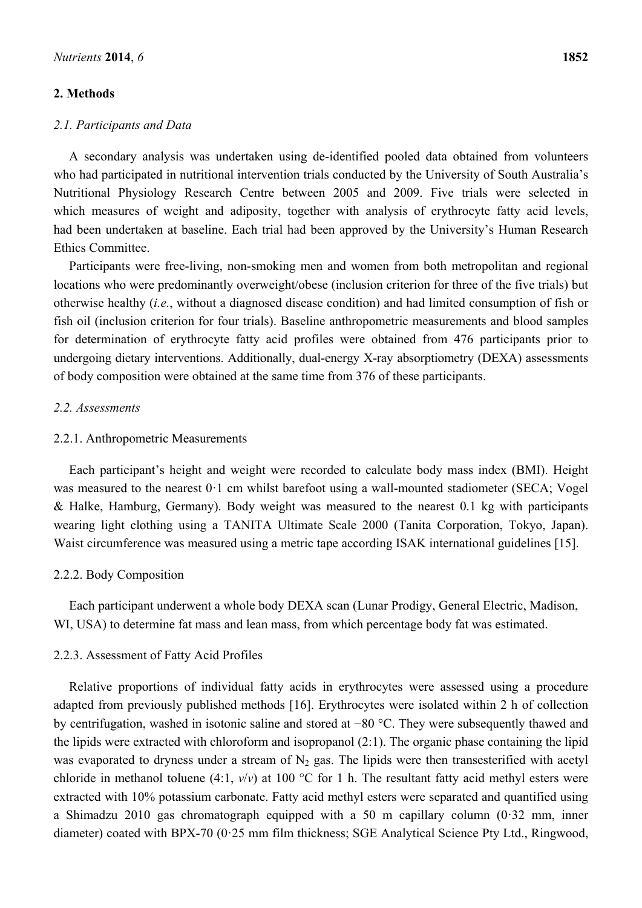## 2. Methods

### *2.1. Participants and Data*

A secondary analysis was undertaken using de-identified pooled data obtained from volunteers who had participated in nutritional intervention trials conducted by the University of South Australia's Nutritional Physiology Research Centre between 2005 and 2009. Five trials were selected in which measures of weight and adiposity, together with analysis of erythrocyte fatty acid levels, had been undertaken at baseline. Each trial had been approved by the University's Human Research Ethics Committee.

Participants were free-living, non-smoking men and women from both metropolitan and regional locations who were predominantly overweight/obese (inclusion criterion for three of the five trials) but otherwise healthy (*i.e.*, without a diagnosed disease condition) and had limited consumption of fish or fish oil (inclusion criterion for four trials). Baseline anthropometric measurements and blood samples for determination of erythrocyte fatty acid profiles were obtained from 476 participants prior to undergoing dietary interventions. Additionally, dual-energy X-ray absorptiometry (DEXA) assessments of body composition were obtained at the same time from 376 of these participants.

### *2.2. Assessments*

#### 2.2.1. Anthropometric Measurements

Each participant's height and weight were recorded to calculate body mass index (BMI). Height was measured to the nearest 0·1 cm whilst barefoot using a wall-mounted stadiometer (SECA; Vogel & Halke, Hamburg, Germany). Body weight was measured to the nearest 0.1 kg with participants wearing light clothing using a TANITA Ultimate Scale 2000 (Tanita Corporation, Tokyo, Japan). Waist circumference was measured using a metric tape according ISAK international guidelines [15].

#### 2.2.2. Body Composition

Each participant underwent a whole body DEXA scan (Lunar Prodigy, General Electric, Madison, WI, USA) to determine fat mass and lean mass, from which percentage body fat was estimated.

#### 2.2.3. Assessment of Fatty Acid Profiles

Relative proportions of individual fatty acids in erythrocytes were assessed using a procedure adapted from previously published methods [16]. Erythrocytes were isolated within 2 h of collection by centrifugation, washed in isotonic saline and stored at −80 °C. They were subsequently thawed and the lipids were extracted with chloroform and isopropanol (2:1). The organic phase containing the lipid was evaporated to dryness under a stream of $N_2$ gas. The lipids were then transesterified with acetyl chloride in methanol toluene (4:1, *v*/*v*) at 100 °C for 1 h. The resultant fatty acid methyl esters were extracted with 10% potassium carbonate. Fatty acid methyl esters were separated and quantified using a Shimadzu 2010 gas chromatograph equipped with a 50 m capillary column (0·32 mm, inner diameter) coated with BPX-70 (0·25 mm film thickness; SGE Analytical Science Pty Ltd., Ringwood,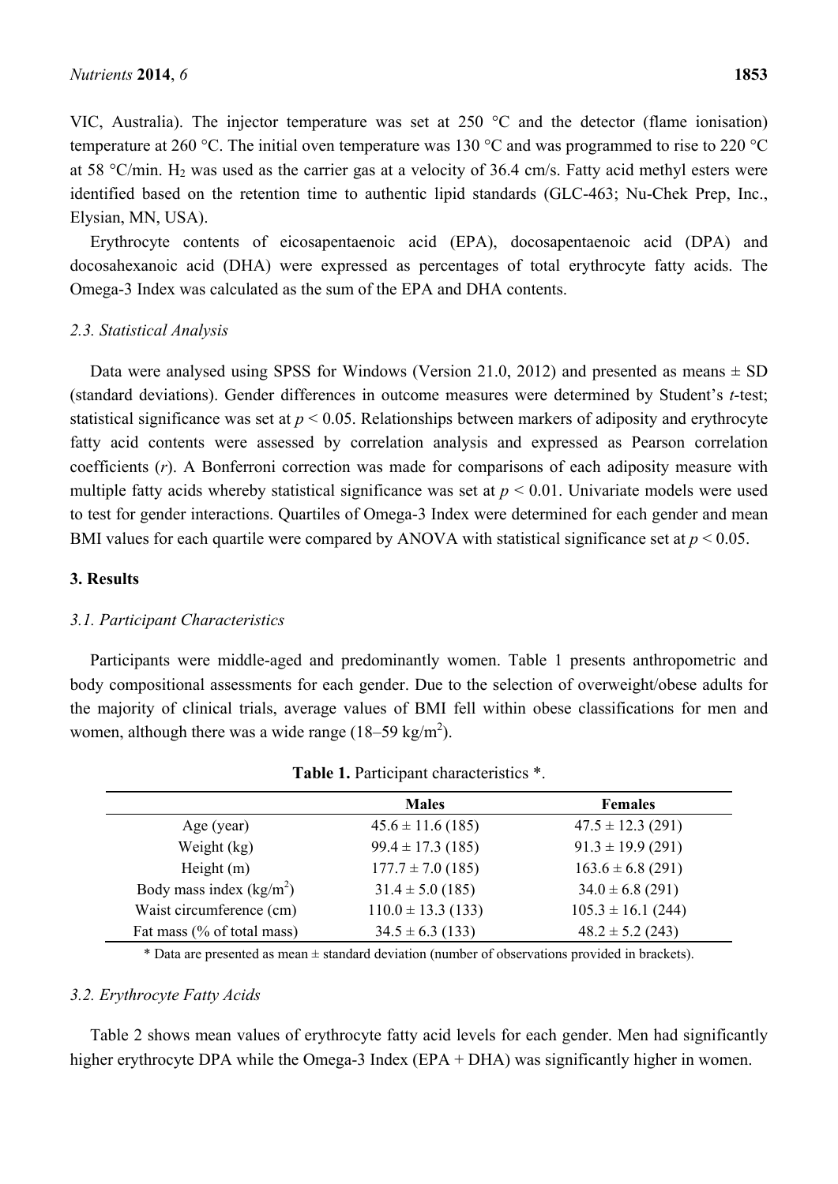VIC, Australia). The injector temperature was set at 250 °C and the detector (flame ionisation) temperature at 260 °C. The initial oven temperature was 130 °C and was programmed to rise to 220 °C at 58 °C/min. $H_2$ was used as the carrier gas at a velocity of 36.4 cm/s. Fatty acid methyl esters were identified based on the retention time to authentic lipid standards (GLC-463; Nu-Chek Prep, Inc., Elysian, MN, USA).

Erythrocyte contents of eicosapentaenoic acid (EPA), docosapentaenoic acid (DPA) and docosahexanoic acid (DHA) were expressed as percentages of total erythrocyte fatty acids. The Omega-3 Index was calculated as the sum of the EPA and DHA contents.

### *2.3. Statistical Analysis*

Data were analysed using SPSS for Windows (Version 21.0, 2012) and presented as means ± SD (standard deviations). Gender differences in outcome measures were determined by Student's *t*-test; statistical significance was set at $p < 0.05$. Relationships between markers of adiposity and erythrocyte fatty acid contents were assessed by correlation analysis and expressed as Pearson correlation coefficients ($r$). A Bonferroni correction was made for comparisons of each adiposity measure with multiple fatty acids whereby statistical significance was set at $p < 0.01$. Univariate models were used to test for gender interactions. Quartiles of Omega-3 Index were determined for each gender and mean BMI values for each quartile were compared by ANOVA with statistical significance set at $p < 0.05$.

## 3. Results

### *3.1. Participant Characteristics*

Participants were middle-aged and predominantly women. Table 1 presents anthropometric and body compositional assessments for each gender. Due to the selection of overweight/obese adults for the majority of clinical trials, average values of BMI fell within obese classifications for men and women, although there was a wide range (18–59 kg/m$^2$).

**Table 1.** Participant characteristics *.

| | Males | Females |
|---|---|---|
| Age (year) | 45.6 ± 11.6 (185) | 47.5 ± 12.3 (291) |
| Weight (kg) | 99.4 ± 17.3 (185) | 91.3 ± 19.9 (291) |
| Height (m) | 177.7 ± 7.0 (185) | 163.6 ± 6.8 (291) |
| Body mass index (kg/m$^2$) | 31.4 ± 5.0 (185) | 34.0 ± 6.8 (291) |
| Waist circumference (cm) | 110.0 ± 13.3 (133) | 105.3 ± 16.1 (244) |
| Fat mass (% of total mass) | 34.5 ± 6.3 (133) | 48.2 ± 5.2 (243) |

* Data are presented as mean ± standard deviation (number of observations provided in brackets).

### *3.2. Erythrocyte Fatty Acids*

Table 2 shows mean values of erythrocyte fatty acid levels for each gender. Men had significantly higher erythrocyte DPA while the Omega-3 Index (EPA + DHA) was significantly higher in women.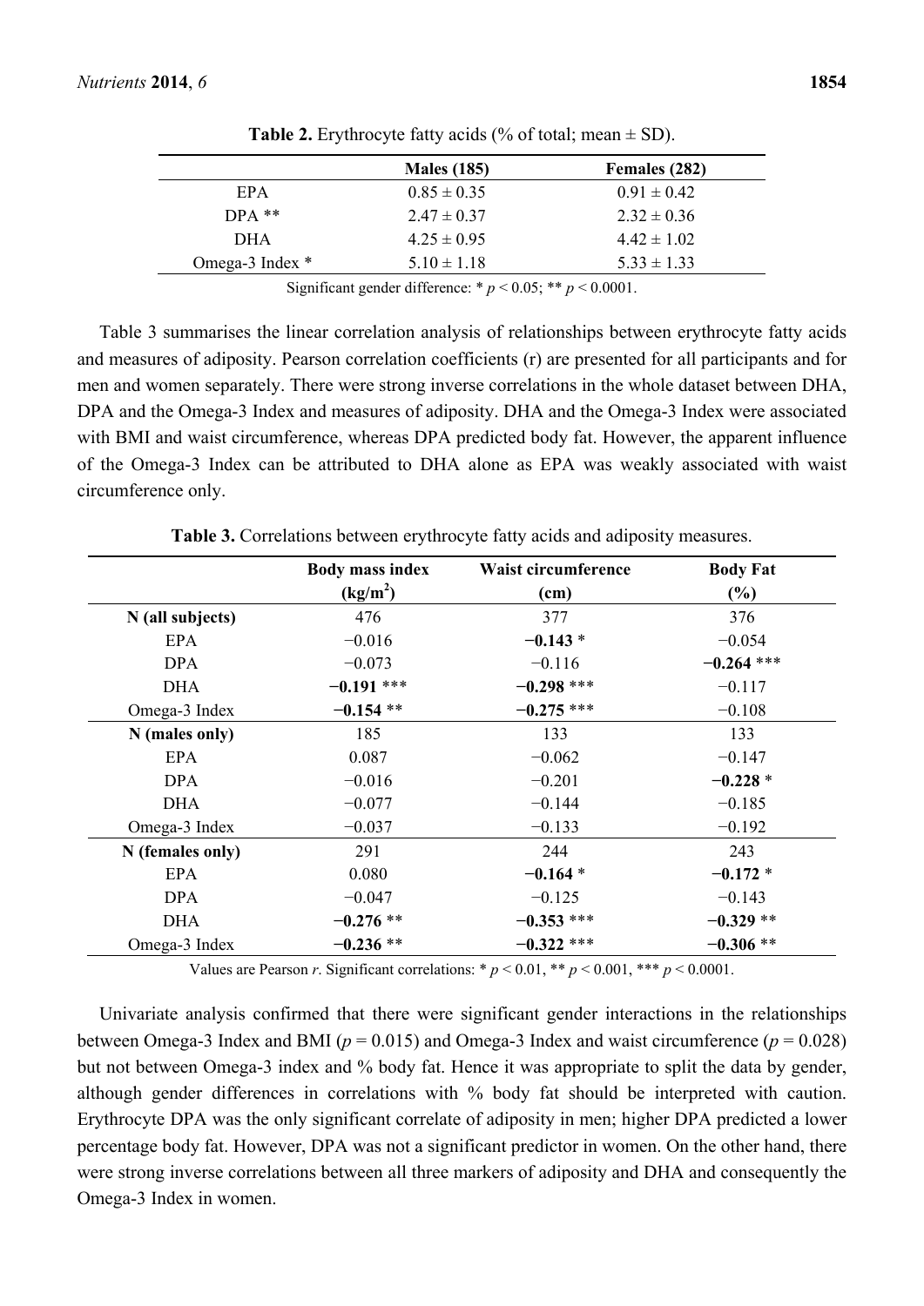**Table 2.** Erythrocyte fatty acids (% of total; mean ± SD).

| | Males (185) | Females (282) |
|---|---|---|
| EPA | 0.85 ± 0.35 | 0.91 ± 0.42 |
| DPA ** | 2.47 ± 0.37 | 2.32 ± 0.36 |
| DHA | 4.25 ± 0.95 | 4.42 ± 1.02 |
| Omega-3 Index * | 5.10 ± 1.18 | 5.33 ± 1.33 |

Significant gender difference: * $p < 0.05$; ** $p < 0.0001$.

Table 3 summarises the linear correlation analysis of relationships between erythrocyte fatty acids and measures of adiposity. Pearson correlation coefficients (r) are presented for all participants and for men and women separately. There were strong inverse correlations in the whole dataset between DHA, DPA and the Omega-3 Index and measures of adiposity. DHA and the Omega-3 Index were associated with BMI and waist circumference, whereas DPA predicted body fat. However, the apparent influence of the Omega-3 Index can be attributed to DHA alone as EPA was weakly associated with waist circumference only.

**Table 3.** Correlations between erythrocyte fatty acids and adiposity measures.

| | Body mass index ($kg/m^2$) | Waist circumference (cm) | Body Fat (%) |
|---|---|---|---|
| **N (all subjects)** | 476 | 377 | 376 |
| EPA | −0.016 | **−0.143** * | −0.054 |
| DPA | −0.073 | −0.116 | **−0.264** *** |
| DHA | **−0.191** *** | **−0.298** *** | −0.117 |
| Omega-3 Index | **−0.154** ** | **−0.275** *** | −0.108 |
| **N (males only)** | 185 | 133 | 133 |
| EPA | 0.087 | −0.062 | −0.147 |
| DPA | −0.016 | −0.201 | **−0.228** * |
| DHA | −0.077 | −0.144 | −0.185 |
| Omega-3 Index | −0.037 | −0.133 | −0.192 |
| **N (females only)** | 291 | 244 | 243 |
| EPA | 0.080 | **−0.164** * | **−0.172** * |
| DPA | −0.047 | −0.125 | −0.143 |
| DHA | **−0.276** ** | **−0.353** *** | **−0.329** ** |
| Omega-3 Index | **−0.236** ** | **−0.322** *** | **−0.306** ** |

Values are Pearson *r*. Significant correlations: * $p < 0.01$, ** $p < 0.001$, *** $p < 0.0001$.

Univariate analysis confirmed that there were significant gender interactions in the relationships between Omega-3 Index and BMI ($p = 0.015$) and Omega-3 Index and waist circumference ($p = 0.028$) but not between Omega-3 index and % body fat. Hence it was appropriate to split the data by gender, although gender differences in correlations with % body fat should be interpreted with caution. Erythrocyte DPA was the only significant correlate of adiposity in men; higher DPA predicted a lower percentage body fat. However, DPA was not a significant predictor in women. On the other hand, there were strong inverse correlations between all three markers of adiposity and DHA and consequently the Omega-3 Index in women.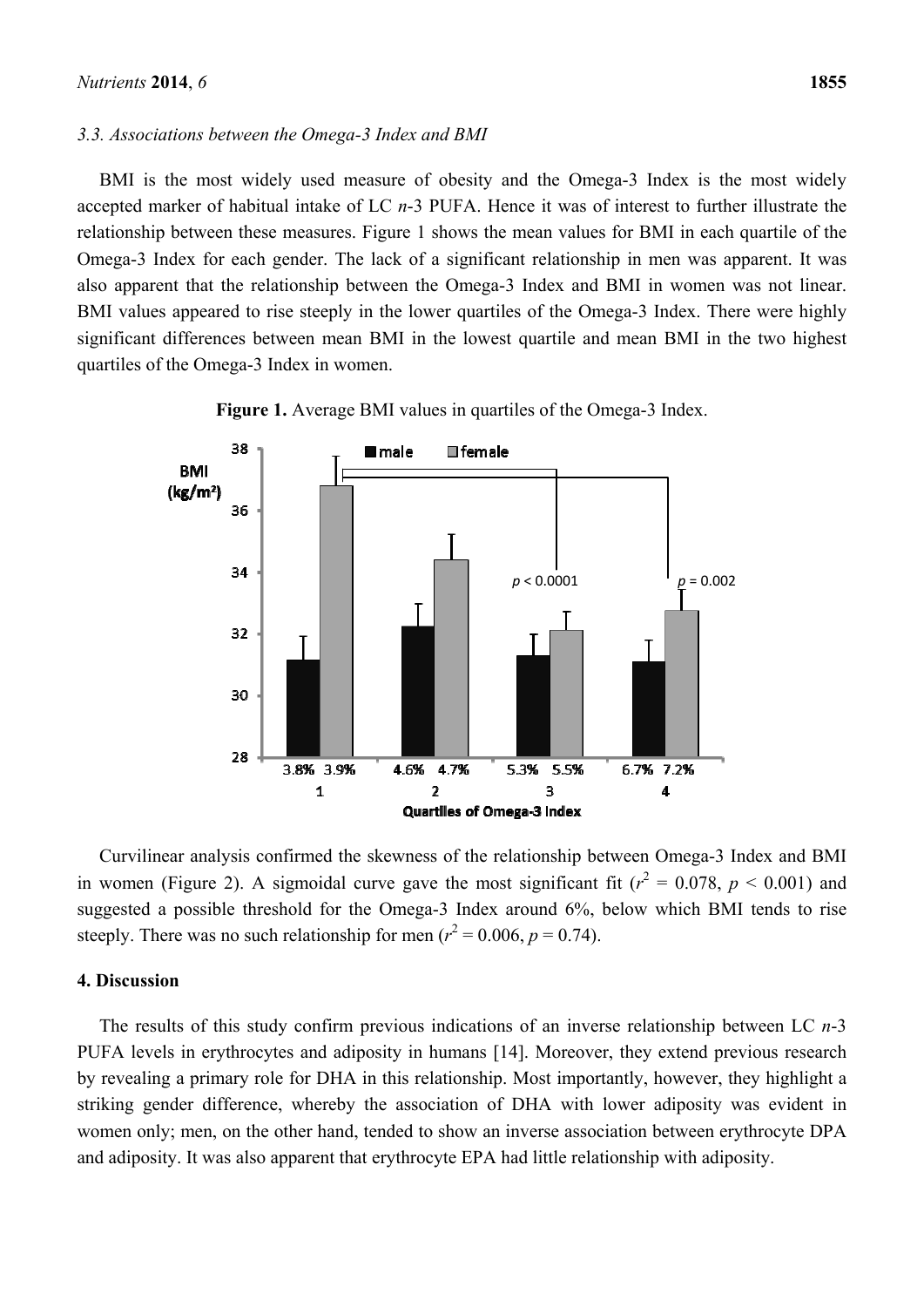### 3.3. Associations between the Omega-3 Index and BMI

BMI is the most widely used measure of obesity and the Omega-3 Index is the most widely accepted marker of habitual intake of LC *n*-3 PUFA. Hence it was of interest to further illustrate the relationship between these measures. Figure 1 shows the mean values for BMI in each quartile of the Omega-3 Index for each gender. The lack of a significant relationship in men was apparent. It was also apparent that the relationship between the Omega-3 Index and BMI in women was not linear. BMI values appeared to rise steeply in the lower quartiles of the Omega-3 Index. There were highly significant differences between mean BMI in the lowest quartile and mean BMI in the two highest quartiles of the Omega-3 Index in women.

**Figure 1.** Average BMI values in quartiles of the Omega-3 Index.

Curvilinear analysis confirmed the skewness of the relationship between Omega-3 Index and BMI in women (Figure 2). A sigmoidal curve gave the most significant fit ($r^2 = 0.078$, $p < 0.001$) and suggested a possible threshold for the Omega-3 Index around 6%, below which BMI tends to rise steeply. There was no such relationship for men ($r^2 = 0.006$, $p = 0.74$).

## 4. Discussion

The results of this study confirm previous indications of an inverse relationship between LC *n*-3 PUFA levels in erythrocytes and adiposity in humans [14]. Moreover, they extend previous research by revealing a primary role for DHA in this relationship. Most importantly, however, they highlight a striking gender difference, whereby the association of DHA with lower adiposity was evident in women only; men, on the other hand, tended to show an inverse association between erythrocyte DPA and adiposity. It was also apparent that erythrocyte EPA had little relationship with adiposity.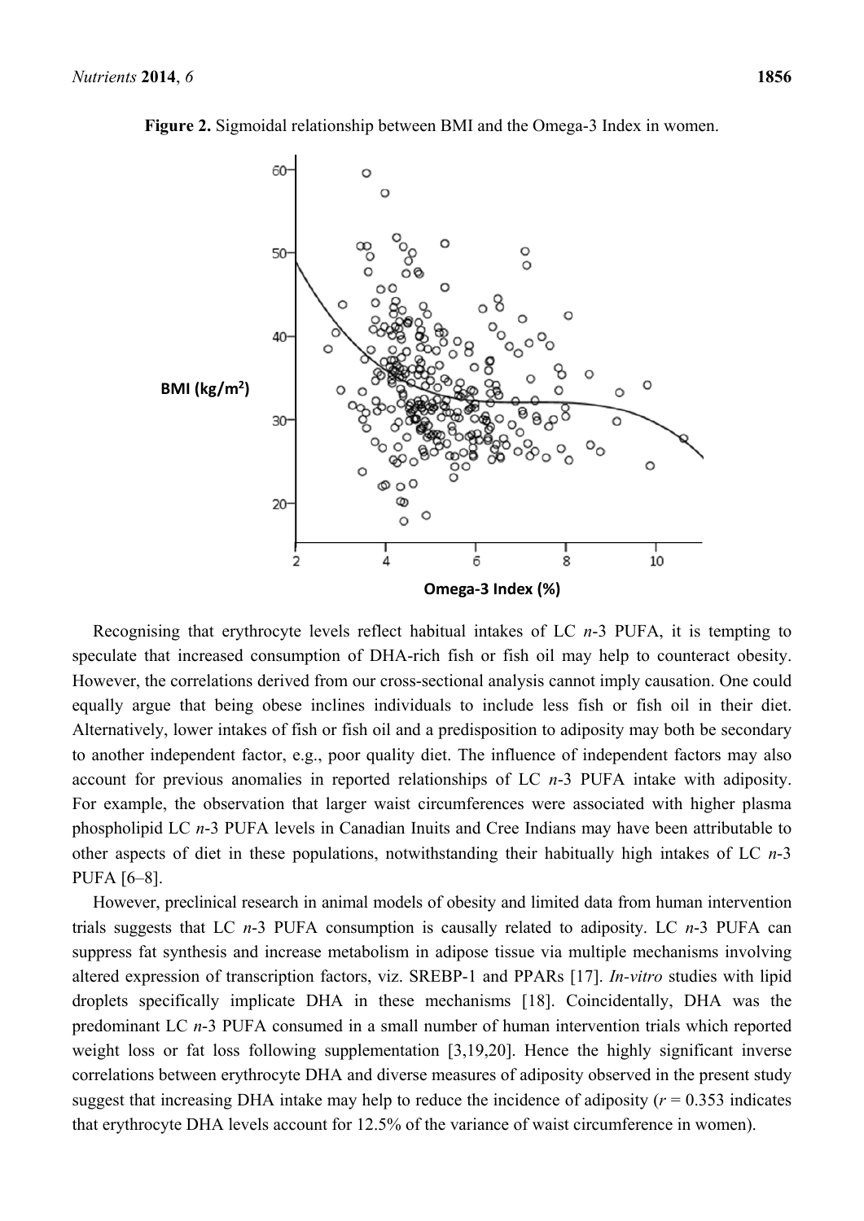**Figure 2.** Sigmoidal relationship between BMI and the Omega-3 Index in women.

Recognising that erythrocyte levels reflect habitual intakes of LC *n*-3 PUFA, it is tempting to speculate that increased consumption of DHA-rich fish or fish oil may help to counteract obesity. However, the correlations derived from our cross-sectional analysis cannot imply causation. One could equally argue that being obese inclines individuals to include less fish or fish oil in their diet. Alternatively, lower intakes of fish or fish oil and a predisposition to adiposity may both be secondary to another independent factor, e.g., poor quality diet. The influence of independent factors may also account for previous anomalies in reported relationships of LC *n*-3 PUFA intake with adiposity. For example, the observation that larger waist circumferences were associated with higher plasma phospholipid LC *n*-3 PUFA levels in Canadian Inuits and Cree Indians may have been attributable to other aspects of diet in these populations, notwithstanding their habitually high intakes of LC *n*-3 PUFA [6–8].

However, preclinical research in animal models of obesity and limited data from human intervention trials suggests that LC *n*-3 PUFA consumption is causally related to adiposity. LC *n*-3 PUFA can suppress fat synthesis and increase metabolism in adipose tissue via multiple mechanisms involving altered expression of transcription factors, viz. SREBP-1 and PPARs [17]. *In-vitro* studies with lipid droplets specifically implicate DHA in these mechanisms [18]. Coincidentally, DHA was the predominant LC *n*-3 PUFA consumed in a small number of human intervention trials which reported weight loss or fat loss following supplementation [3,19,20]. Hence the highly significant inverse correlations between erythrocyte DHA and diverse measures of adiposity observed in the present study suggest that increasing DHA intake may help to reduce the incidence of adiposity ($r = 0.353$ indicates that erythrocyte DHA levels account for 12.5% of the variance of waist circumference in women).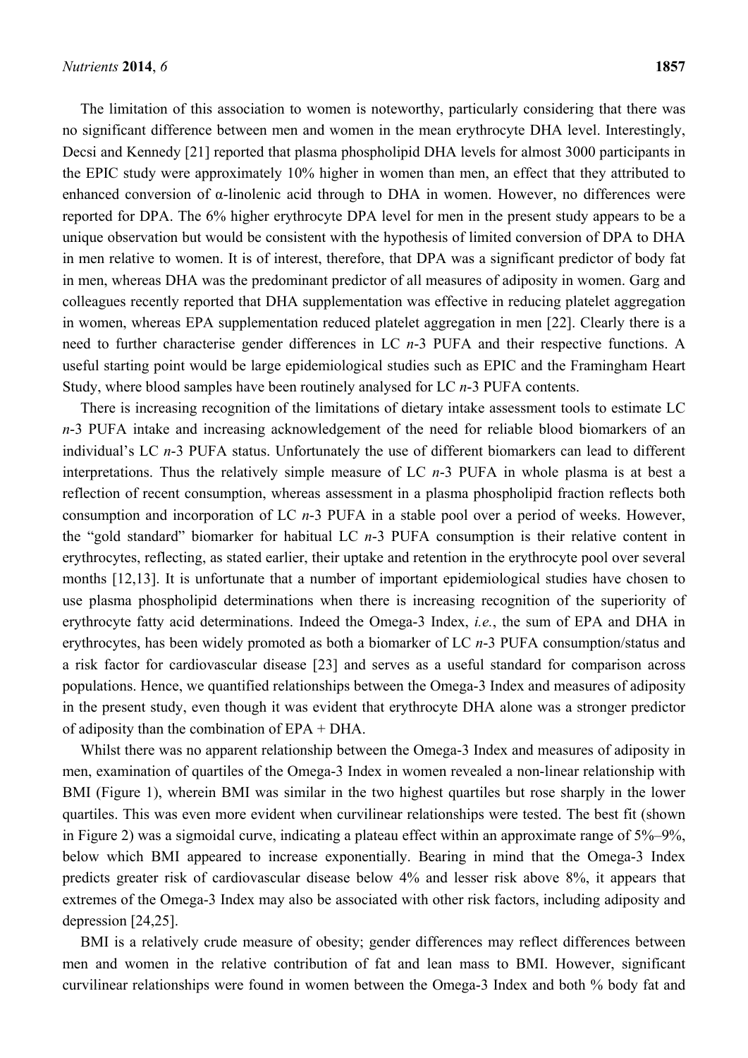The limitation of this association to women is noteworthy, particularly considering that there was no significant difference between men and women in the mean erythrocyte DHA level. Interestingly, Decsi and Kennedy [21] reported that plasma phospholipid DHA levels for almost 3000 participants in the EPIC study were approximately 10% higher in women than men, an effect that they attributed to enhanced conversion of α-linolenic acid through to DHA in women. However, no differences were reported for DPA. The 6% higher erythrocyte DPA level for men in the present study appears to be a unique observation but would be consistent with the hypothesis of limited conversion of DPA to DHA in men relative to women. It is of interest, therefore, that DPA was a significant predictor of body fat in men, whereas DHA was the predominant predictor of all measures of adiposity in women. Garg and colleagues recently reported that DHA supplementation was effective in reducing platelet aggregation in women, whereas EPA supplementation reduced platelet aggregation in men [22]. Clearly there is a need to further characterise gender differences in LC *n*-3 PUFA and their respective functions. A useful starting point would be large epidemiological studies such as EPIC and the Framingham Heart Study, where blood samples have been routinely analysed for LC *n*-3 PUFA contents.

There is increasing recognition of the limitations of dietary intake assessment tools to estimate LC *n*-3 PUFA intake and increasing acknowledgement of the need for reliable blood biomarkers of an individual's LC *n*-3 PUFA status. Unfortunately the use of different biomarkers can lead to different interpretations. Thus the relatively simple measure of LC *n*-3 PUFA in whole plasma is at best a reflection of recent consumption, whereas assessment in a plasma phospholipid fraction reflects both consumption and incorporation of LC *n*-3 PUFA in a stable pool over a period of weeks. However, the "gold standard" biomarker for habitual LC *n*-3 PUFA consumption is their relative content in erythrocytes, reflecting, as stated earlier, their uptake and retention in the erythrocyte pool over several months [12,13]. It is unfortunate that a number of important epidemiological studies have chosen to use plasma phospholipid determinations when there is increasing recognition of the superiority of erythrocyte fatty acid determinations. Indeed the Omega-3 Index, *i.e.*, the sum of EPA and DHA in erythrocytes, has been widely promoted as both a biomarker of LC *n*-3 PUFA consumption/status and a risk factor for cardiovascular disease [23] and serves as a useful standard for comparison across populations. Hence, we quantified relationships between the Omega-3 Index and measures of adiposity in the present study, even though it was evident that erythrocyte DHA alone was a stronger predictor of adiposity than the combination of EPA + DHA.

Whilst there was no apparent relationship between the Omega-3 Index and measures of adiposity in men, examination of quartiles of the Omega-3 Index in women revealed a non-linear relationship with BMI (Figure 1), wherein BMI was similar in the two highest quartiles but rose sharply in the lower quartiles. This was even more evident when curvilinear relationships were tested. The best fit (shown in Figure 2) was a sigmoidal curve, indicating a plateau effect within an approximate range of 5%–9%, below which BMI appeared to increase exponentially. Bearing in mind that the Omega-3 Index predicts greater risk of cardiovascular disease below 4% and lesser risk above 8%, it appears that extremes of the Omega-3 Index may also be associated with other risk factors, including adiposity and depression [24,25].

BMI is a relatively crude measure of obesity; gender differences may reflect differences between men and women in the relative contribution of fat and lean mass to BMI. However, significant curvilinear relationships were found in women between the Omega-3 Index and both % body fat and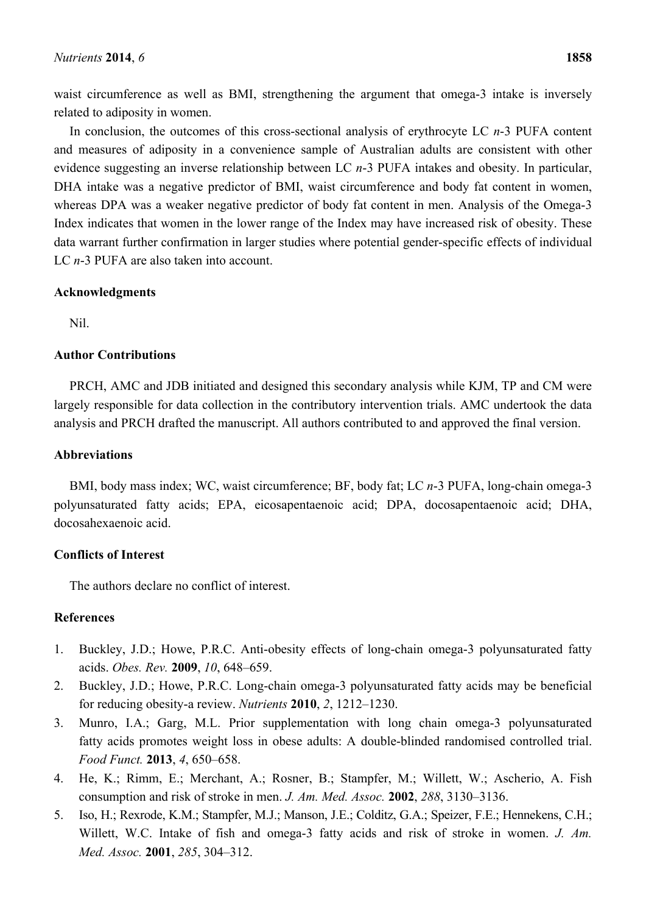waist circumference as well as BMI, strengthening the argument that omega-3 intake is inversely related to adiposity in women.

In conclusion, the outcomes of this cross-sectional analysis of erythrocyte LC *n*-3 PUFA content and measures of adiposity in a convenience sample of Australian adults are consistent with other evidence suggesting an inverse relationship between LC *n*-3 PUFA intakes and obesity. In particular, DHA intake was a negative predictor of BMI, waist circumference and body fat content in women, whereas DPA was a weaker negative predictor of body fat content in men. Analysis of the Omega-3 Index indicates that women in the lower range of the Index may have increased risk of obesity. These data warrant further confirmation in larger studies where potential gender-specific effects of individual LC *n*-3 PUFA are also taken into account.

## Acknowledgments

Nil.

## Author Contributions

PRCH, AMC and JDB initiated and designed this secondary analysis while KJM, TP and CM were largely responsible for data collection in the contributory intervention trials. AMC undertook the data analysis and PRCH drafted the manuscript. All authors contributed to and approved the final version.

## Abbreviations

BMI, body mass index; WC, waist circumference; BF, body fat; LC *n*-3 PUFA, long-chain omega-3 polyunsaturated fatty acids; EPA, eicosapentaenoic acid; DPA, docosapentaenoic acid; DHA, docosahexaenoic acid.

## Conflicts of Interest

The authors declare no conflict of interest.

## References

1. Buckley, J.D.; Howe, P.R.C. Anti-obesity effects of long-chain omega-3 polyunsaturated fatty acids. *Obes. Rev.* **2009**, *10*, 648–659.
2. Buckley, J.D.; Howe, P.R.C. Long-chain omega-3 polyunsaturated fatty acids may be beneficial for reducing obesity-a review. *Nutrients* **2010**, *2*, 1212–1230.
3. Munro, I.A.; Garg, M.L. Prior supplementation with long chain omega-3 polyunsaturated fatty acids promotes weight loss in obese adults: A double-blinded randomised controlled trial. *Food Funct.* **2013**, *4*, 650–658.
4. He, K.; Rimm, E.; Merchant, A.; Rosner, B.; Stampfer, M.; Willett, W.; Ascherio, A. Fish consumption and risk of stroke in men. *J. Am. Med. Assoc.* **2002**, *288*, 3130–3136.
5. Iso, H.; Rexrode, K.M.; Stampfer, M.J.; Manson, J.E.; Colditz, G.A.; Speizer, F.E.; Hennekens, C.H.; Willett, W.C. Intake of fish and omega-3 fatty acids and risk of stroke in women. *J. Am. Med. Assoc.* **2001**, *285*, 304–312.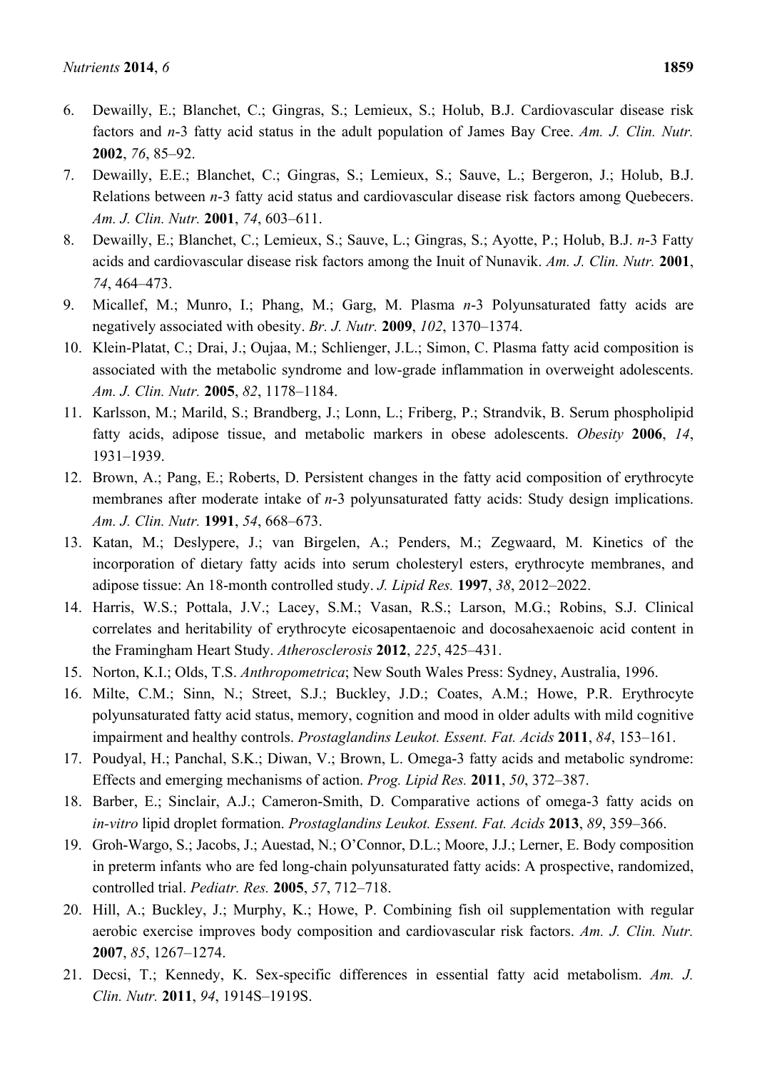6. Dewailly, E.; Blanchet, C.; Gingras, S.; Lemieux, S.; Holub, B.J. Cardiovascular disease risk factors and *n*-3 fatty acid status in the adult population of James Bay Cree. *Am. J. Clin. Nutr.* **2002**, *76*, 85–92.
7. Dewailly, E.E.; Blanchet, C.; Gingras, S.; Lemieux, S.; Sauve, L.; Bergeron, J.; Holub, B.J. Relations between *n*-3 fatty acid status and cardiovascular disease risk factors among Quebecers. *Am. J. Clin. Nutr.* **2001**, *74*, 603–611.
8. Dewailly, E.; Blanchet, C.; Lemieux, S.; Sauve, L.; Gingras, S.; Ayotte, P.; Holub, B.J. *n*-3 Fatty acids and cardiovascular disease risk factors among the Inuit of Nunavik. *Am. J. Clin. Nutr.* **2001**, *74*, 464–473.
9. Micallef, M.; Munro, I.; Phang, M.; Garg, M. Plasma *n*-3 Polyunsaturated fatty acids are negatively associated with obesity. *Br. J. Nutr.* **2009**, *102*, 1370–1374.
10. Klein-Platat, C.; Drai, J.; Oujaa, M.; Schlienger, J.L.; Simon, C. Plasma fatty acid composition is associated with the metabolic syndrome and low-grade inflammation in overweight adolescents. *Am. J. Clin. Nutr.* **2005**, *82*, 1178–1184.
11. Karlsson, M.; Marild, S.; Brandberg, J.; Lonn, L.; Friberg, P.; Strandvik, B. Serum phospholipid fatty acids, adipose tissue, and metabolic markers in obese adolescents. *Obesity* **2006**, *14*, 1931–1939.
12. Brown, A.; Pang, E.; Roberts, D. Persistent changes in the fatty acid composition of erythrocyte membranes after moderate intake of *n*-3 polyunsaturated fatty acids: Study design implications. *Am. J. Clin. Nutr.* **1991**, *54*, 668–673.
13. Katan, M.; Deslypere, J.; van Birgelen, A.; Penders, M.; Zegwaard, M. Kinetics of the incorporation of dietary fatty acids into serum cholesteryl esters, erythrocyte membranes, and adipose tissue: An 18-month controlled study. *J. Lipid Res.* **1997**, *38*, 2012–2022.
14. Harris, W.S.; Pottala, J.V.; Lacey, S.M.; Vasan, R.S.; Larson, M.G.; Robins, S.J. Clinical correlates and heritability of erythrocyte eicosapentaenoic and docosahexaenoic acid content in the Framingham Heart Study. *Atherosclerosis* **2012**, *225*, 425–431.
15. Norton, K.I.; Olds, T.S. *Anthropometrica*; New South Wales Press: Sydney, Australia, 1996.
16. Milte, C.M.; Sinn, N.; Street, S.J.; Buckley, J.D.; Coates, A.M.; Howe, P.R. Erythrocyte polyunsaturated fatty acid status, memory, cognition and mood in older adults with mild cognitive impairment and healthy controls. *Prostaglandins Leukot. Essent. Fat. Acids* **2011**, *84*, 153–161.
17. Poudyal, H.; Panchal, S.K.; Diwan, V.; Brown, L. Omega-3 fatty acids and metabolic syndrome: Effects and emerging mechanisms of action. *Prog. Lipid Res.* **2011**, *50*, 372–387.
18. Barber, E.; Sinclair, A.J.; Cameron-Smith, D. Comparative actions of omega-3 fatty acids on *in-vitro* lipid droplet formation. *Prostaglandins Leukot. Essent. Fat. Acids* **2013**, *89*, 359–366.
19. Groh-Wargo, S.; Jacobs, J.; Auestad, N.; O'Connor, D.L.; Moore, J.J.; Lerner, E. Body composition in preterm infants who are fed long-chain polyunsaturated fatty acids: A prospective, randomized, controlled trial. *Pediatr. Res.* **2005**, *57*, 712–718.
20. Hill, A.; Buckley, J.; Murphy, K.; Howe, P. Combining fish oil supplementation with regular aerobic exercise improves body composition and cardiovascular risk factors. *Am. J. Clin. Nutr.* **2007**, *85*, 1267–1274.
21. Decsi, T.; Kennedy, K. Sex-specific differences in essential fatty acid metabolism. *Am. J. Clin. Nutr.* **2011**, *94*, 1914S–1919S.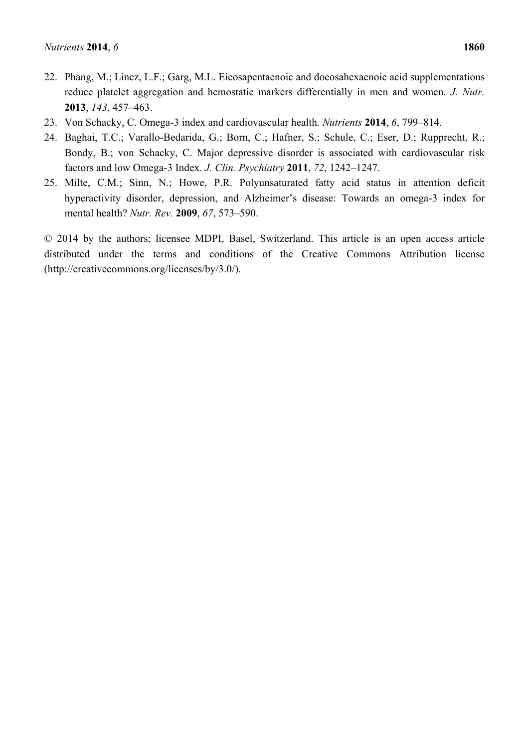22. Phang, M.; Lincz, L.F.; Garg, M.L. Eicosapentaenoic and docosahexaenoic acid supplementations reduce platelet aggregation and hemostatic markers differentially in men and women. *J. Nutr.* **2013**, *143*, 457–463.
23. Von Schacky, C. Omega-3 index and cardiovascular health. *Nutrients* **2014**, *6*, 799–814.
24. Baghai, T.C.; Varallo-Bedarida, G.; Born, C.; Hafner, S.; Schule, C.; Eser, D.; Rupprecht, R.; Bondy, B.; von Schacky, C. Major depressive disorder is associated with cardiovascular risk factors and low Omega-3 Index. *J. Clin. Psychiatry* **2011**, *72*, 1242–1247.
25. Milte, C.M.; Sinn, N.; Howe, P.R. Polyunsaturated fatty acid status in attention deficit hyperactivity disorder, depression, and Alzheimer's disease: Towards an omega-3 index for mental health? *Nutr. Rev.* **2009**, *67*, 573–590.

© 2014 by the authors; licensee MDPI, Basel, Switzerland. This article is an open access article distributed under the terms and conditions of the Creative Commons Attribution license (http://creativecommons.org/licenses/by/3.0/).